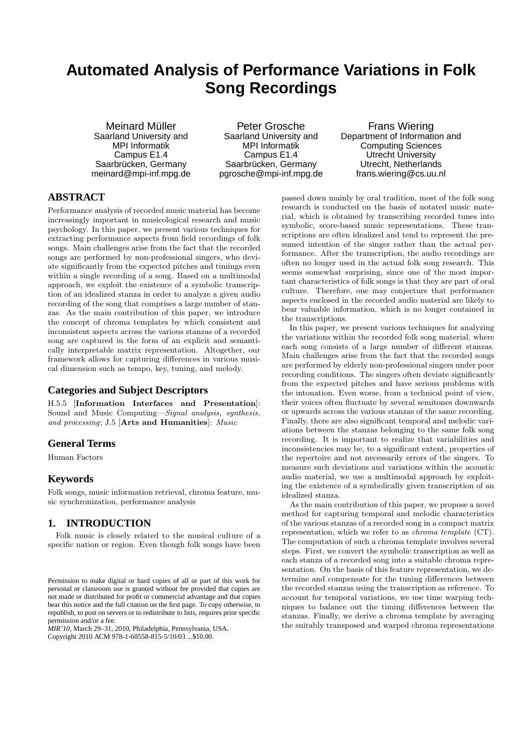# Automated Analysis of Performance Variations in Folk Song Recordings

Meinard Müller
Saarland University and MPI Informatik
Campus E1.4
Saarbrücken, Germany
meinard@mpi-inf.mpg.de

Peter Grosche
Saarland University and MPI Informatik
Campus E1.4
Saarbrücken, Germany
pgrosche@mpi-inf.mpg.de

Frans Wiering
Department of Information and Computing Sciences
Utrecht University
Utrecht, Netherlands
frans.wiering@cs.uu.nl

## ABSTRACT

Performance analysis of recorded music material has become increasingly important in musicological research and music psychology. In this paper, we present various techniques for extracting performance aspects from field recordings of folk songs. Main challenges arise from the fact that the recorded songs are performed by non-professional singers, who deviate significantly from the expected pitches and timings even within a single recording of a song. Based on a multimodal approach, we exploit the existence of a symbolic transcription of an idealized stanza in order to analyze a given audio recording of the song that comprises a large number of stanzas. As the main contribution of this paper, we introduce the concept of chroma templates by which consistent and inconsistent aspects across the various stanzas of a recorded song are captured in the form of an explicit and semantically interpretable matrix representation. Altogether, our framework allows for capturing differences in various musical dimension such as tempo, key, tuning, and melody.

### Categories and Subject Descriptors

H.5.5 [**Information Interfaces and Presentation**]: Sound and Music Computing—*Signal analysis, synthesis, and processing*; J.5 [**Arts and Humanities**]: *Music*

### General Terms

Human Factors

### Keywords

Folk songs, music information retrieval, chroma feature, music synchronization, performance analysis

## 1. INTRODUCTION

Folk music is closely related to the musical culture of a specific nation or region. Even though folk songs have been passed down mainly by oral tradition, most of the folk song research is conducted on the basis of notated music material, which is obtained by transcribing recorded tunes into symbolic, score-based music representations. These transcriptions are often idealized and tend to represent the presumed intention of the singer rather than the actual performance. After the transcription, the audio recordings are often no longer used in the actual folk song research. This seems somewhat surprising, since one of the most important characteristics of folk songs is that they are part of oral culture. Therefore, one may conjecture that performance aspects enclosed in the recorded audio material are likely to bear valuable information, which is no longer contained in the transcriptions.

In this paper, we present various techniques for analyzing the variations within the recorded folk song material, where each song consists of a large number of different stanzas. Main challenges arise from the fact that the recorded songs are performed by elderly non-professional singers under poor recording conditions. The singers often deviate significantly from the expected pitches and have serious problems with the intonation. Even worse, from a technical point of view, their voices often fluctuate by several semitones downwards or upwards across the various stanzas of the same recording. Finally, there are also significant temporal and melodic variations between the stanzas belonging to the same folk song recording. It is important to realize that variabilities and inconsistencies may be, to a significant extent, properties of the repertoire and not necessarily errors of the singers. To measure such deviations and variations within the acoustic audio material, we use a multimodal approach by exploiting the existence of a symbolically given transcription of an idealized stanza.

As the main contribution of this paper, we propose a novel method for capturing temporal and melodic characteristics of the various stanzas of a recorded song in a compact matrix representation, which we refer to as *chroma template* (CT). The computation of such a chroma template involves several steps. First, we convert the symbolic transcription as well as each stanza of a recorded song into a suitable chroma representation. On the basis of this feature representation, we determine and compensate for the tuning differences between the recorded stanzas using the transcription as reference. To account for temporal variations, we use time warping techniques to balance out the timing differences between the stanzas. Finally, we derive a chroma template by averaging the suitably transposed and warped chroma representations

Permission to make digital or hard copies of all or part of this work for personal or classroom use is granted without fee provided that copies are not made or distributed for profit or commercial advantage and that copies bear this notice and the full citation on the first page. To copy otherwise, to republish, to post on servers or to redistribute to lists, requires prior specific permission and/or a fee.
*MIR'10,* March 29–31, 2010, Philadelphia, Pennsylvania, USA.
Copyright 2010 ACM 978-1-60558-815-5/10/03 ...$10.00.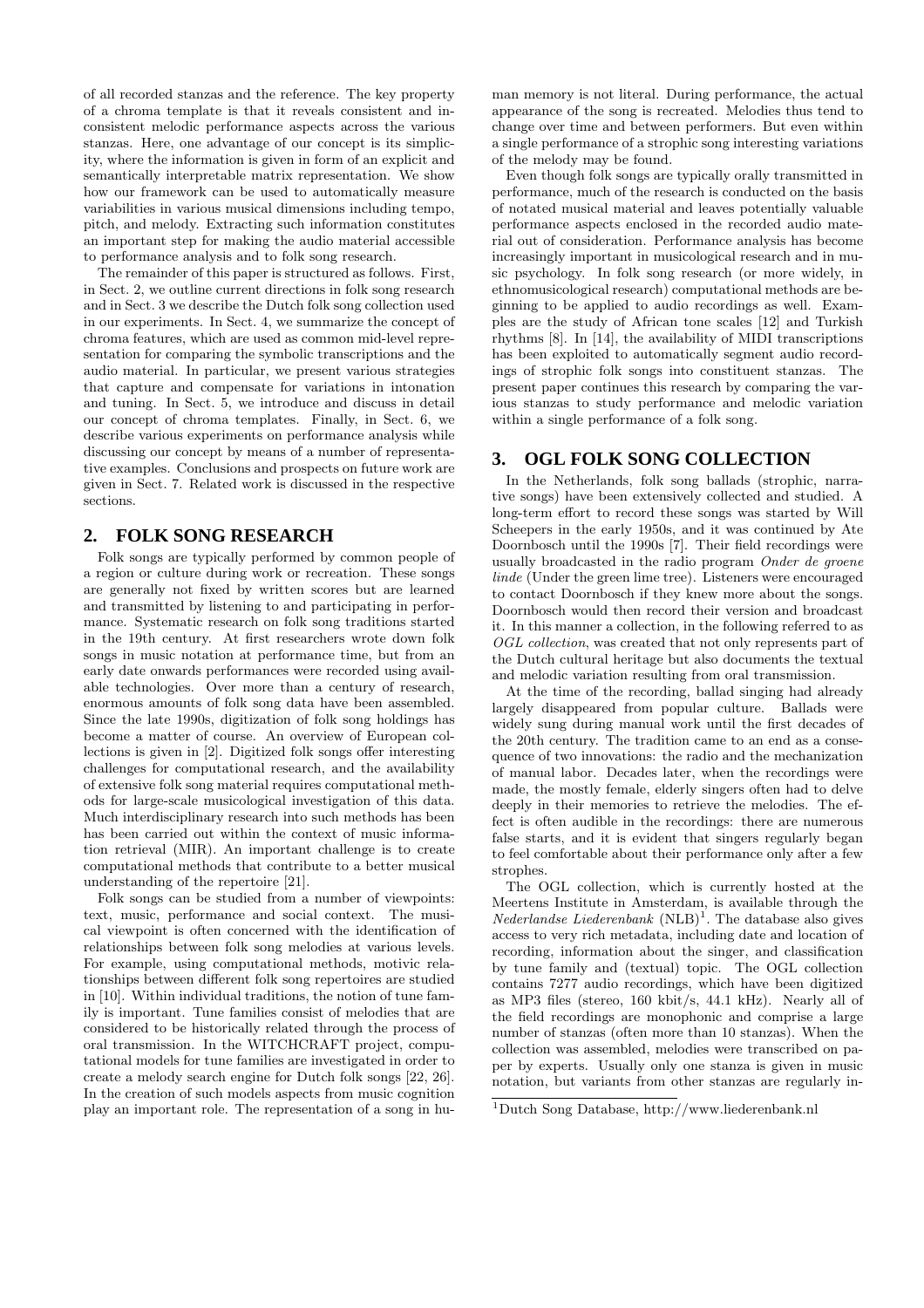of all recorded stanzas and the reference. The key property of a chroma template is that it reveals consistent and inconsistent melodic performance aspects across the various stanzas. Here, one advantage of our concept is its simplicity, where the information is given in form of an explicit and semantically interpretable matrix representation. We show how our framework can be used to automatically measure variabilities in various musical dimensions including tempo, pitch, and melody. Extracting such information constitutes an important step for making the audio material accessible to performance analysis and to folk song research.

The remainder of this paper is structured as follows. First, in Sect. 2, we outline current directions in folk song research and in Sect. 3 we describe the Dutch folk song collection used in our experiments. In Sect. 4, we summarize the concept of chroma features, which are used as common mid-level representation for comparing the symbolic transcriptions and the audio material. In particular, we present various strategies that capture and compensate for variations in intonation and tuning. In Sect. 5, we introduce and discuss in detail our concept of chroma templates. Finally, in Sect. 6, we describe various experiments on performance analysis while discussing our concept by means of a number of representative examples. Conclusions and prospects on future work are given in Sect. 7. Related work is discussed in the respective sections.

## 2. FOLK SONG RESEARCH

Folk songs are typically performed by common people of a region or culture during work or recreation. These songs are generally not fixed by written scores but are learned and transmitted by listening to and participating in performance. Systematic research on folk song traditions started in the 19th century. At first researchers wrote down folk songs in music notation at performance time, but from an early date onwards performances were recorded using available technologies. Over more than a century of research, enormous amounts of folk song data have been assembled. Since the late 1990s, digitization of folk song holdings has become a matter of course. An overview of European collections is given in [2]. Digitized folk songs offer interesting challenges for computational research, and the availability of extensive folk song material requires computational methods for large-scale musicological investigation of this data. Much interdisciplinary research into such methods has been has been carried out within the context of music information retrieval (MIR). An important challenge is to create computational methods that contribute to a better musical understanding of the repertoire [21].

Folk songs can be studied from a number of viewpoints: text, music, performance and social context. The musical viewpoint is often concerned with the identification of relationships between folk song melodies at various levels. For example, using computational methods, motivic relationships between different folk song repertoires are studied in [10]. Within individual traditions, the notion of tune family is important. Tune families consist of melodies that are considered to be historically related through the process of oral transmission. In the WITCHCRAFT project, computational models for tune families are investigated in order to create a melody search engine for Dutch folk songs [22, 26]. In the creation of such models aspects from music cognition play an important role. The representation of a song in human memory is not literal. During performance, the actual appearance of the song is recreated. Melodies thus tend to change over time and between performers. But even within a single performance of a strophic song interesting variations of the melody may be found.

Even though folk songs are typically orally transmitted in performance, much of the research is conducted on the basis of notated musical material and leaves potentially valuable performance aspects enclosed in the recorded audio material out of consideration. Performance analysis has become increasingly important in musicological research and in music psychology. In folk song research (or more widely, in ethnomusicological research) computational methods are beginning to be applied to audio recordings as well. Examples are the study of African tone scales [12] and Turkish rhythms [8]. In [14], the availability of MIDI transcriptions has been exploited to automatically segment audio recordings of strophic folk songs into constituent stanzas. The present paper continues this research by comparing the various stanzas to study performance and melodic variation within a single performance of a folk song.

## 3. OGL FOLK SONG COLLECTION

In the Netherlands, folk song ballads (strophic, narrative songs) have been extensively collected and studied. A long-term effort to record these songs was started by Will Scheepers in the early 1950s, and it was continued by Ate Doornbosch until the 1990s [7]. Their field recordings were usually broadcasted in the radio program *Onder de groene linde* (Under the green lime tree). Listeners were encouraged to contact Doornbosch if they knew more about the songs. Doornbosch would then record their version and broadcast it. In this manner a collection, in the following referred to as *OGL collection*, was created that not only represents part of the Dutch cultural heritage but also documents the textual and melodic variation resulting from oral transmission.

At the time of the recording, ballad singing had already largely disappeared from popular culture. Ballads were widely sung during manual work until the first decades of the 20th century. The tradition came to an end as a consequence of two innovations: the radio and the mechanization of manual labor. Decades later, when the recordings were made, the mostly female, elderly singers often had to delve deeply in their memories to retrieve the melodies. The effect is often audible in the recordings: there are numerous false starts, and it is evident that singers regularly began to feel comfortable about their performance only after a few strophes.

The OGL collection, which is currently hosted at the Meertens Institute in Amsterdam, is available through the *Nederlandse Liederenbank* (NLB)[1]. The database also gives access to very rich metadata, including date and location of recording, information about the singer, and classification by tune family and (textual) topic. The OGL collection contains 7277 audio recordings, which have been digitized as MP3 files (stereo, 160 kbit/s, 44.1 kHz). Nearly all of the field recordings are monophonic and comprise a large number of stanzas (often more than 10 stanzas). When the collection was assembled, melodies were transcribed on paper by experts. Usually only one stanza is given in music notation, but variants from other stanzas are regularly in-

[1] Dutch Song Database, http://www.liederenbank.nl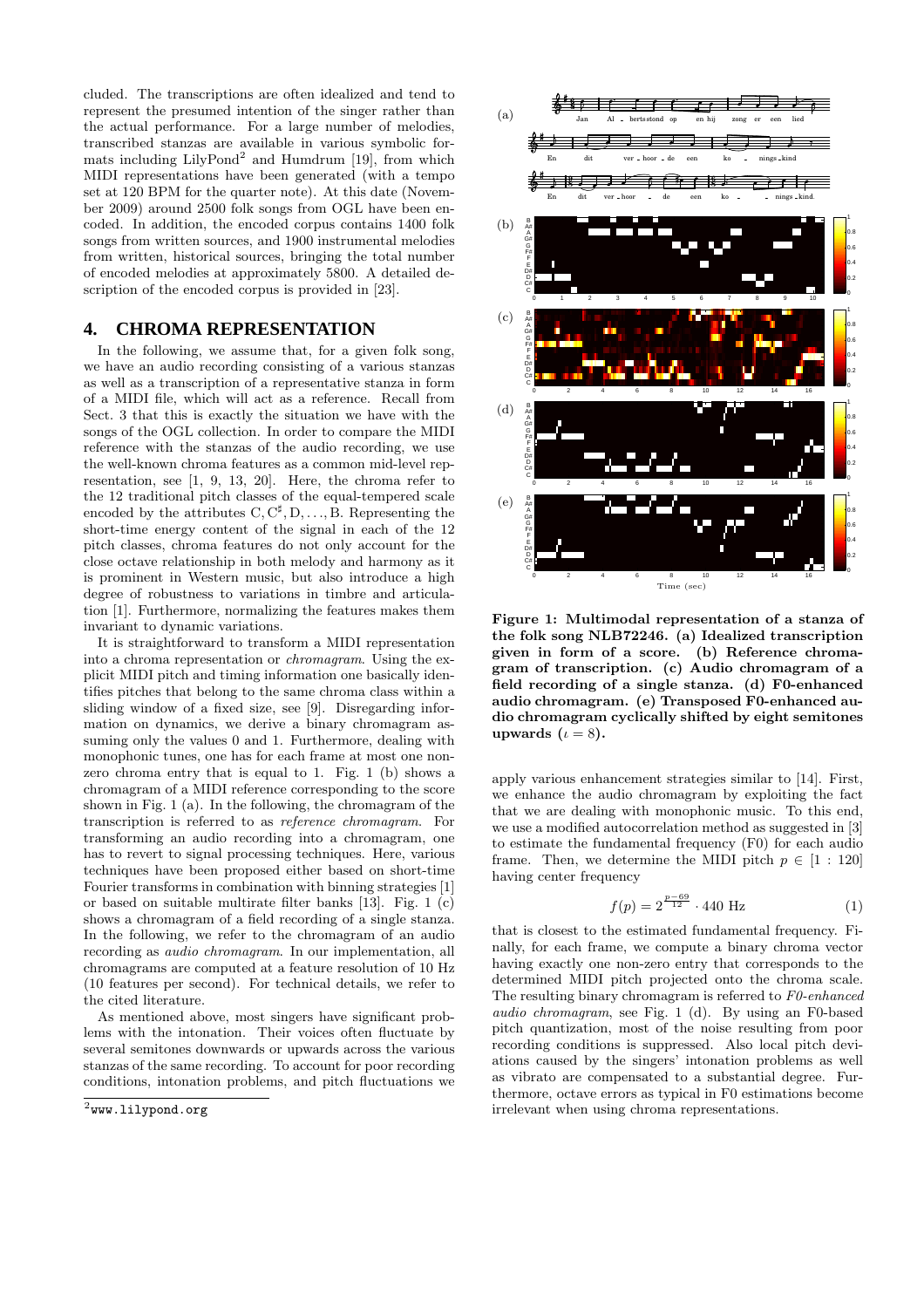cluded. The transcriptions are often idealized and tend to represent the presumed intention of the singer rather than the actual performance. For a large number of melodies, transcribed stanzas are available in various symbolic formats including LilyPond[2] and Humdrum [19], from which MIDI representations have been generated (with a tempo set at 120 BPM for the quarter note). At this date (November 2009) around 2500 folk songs from OGL have been encoded. In addition, the encoded corpus contains 1400 folk songs from written sources, and 1900 instrumental melodies from written, historical sources, bringing the total number of encoded melodies at approximately 5800. A detailed description of the encoded corpus is provided in [23].

## 4. CHROMA REPRESENTATION

In the following, we assume that, for a given folk song, we have an audio recording consisting of a various stanzas as well as a transcription of a representative stanza in form of a MIDI file, which will act as a reference. Recall from Sect. 3 that this is exactly the situation we have with the songs of the OGL collection. In order to compare the MIDI reference with the stanzas of the audio recording, we use the well-known chroma features as a common mid-level representation, see [1, 9, 13, 20]. Here, the chroma refer to the 12 traditional pitch classes of the equal-tempered scale encoded by the attributes $\mathrm{C}, \mathrm{C}^{\sharp}, \mathrm{D}, \ldots, \mathrm{B}$. Representing the short-time energy content of the signal in each of the 12 pitch classes, chroma features do not only account for the close octave relationship in both melody and harmony as it is prominent in Western music, but also introduce a high degree of robustness to variations in timbre and articulation [1]. Furthermore, normalizing the features makes them invariant to dynamic variations.

It is straightforward to transform a MIDI representation into a chroma representation or *chromagram*. Using the explicit MIDI pitch and timing information one basically identifies pitches that belong to the same chroma class within a sliding window of a fixed size, see [9]. Disregarding information on dynamics, we derive a binary chromagram assuming only the values 0 and 1. Furthermore, dealing with monophonic tunes, one has for each frame at most one non-zero chroma entry that is equal to 1. Fig. 1 (b) shows a chromagram of a MIDI reference corresponding to the score shown in Fig. 1 (a). In the following, the chromagram of the transcription is referred to as *reference chromagram*. For transforming an audio recording into a chromagram, one has to revert to signal processing techniques. Here, various techniques have been proposed either based on short-time Fourier transforms in combination with binning strategies [1] or based on suitable multirate filter banks [13]. Fig. 1 (c) shows a chromagram of a field recording of a single stanza. In the following, we refer to the chromagram of an audio recording as *audio chromagram*. In our implementation, all chromagrams are computed at a feature resolution of 10 Hz (10 features per second). For technical details, we refer to the cited literature.

As mentioned above, most singers have significant problems with the intonation. Their voices often fluctuate by several semitones downwards or upwards across the various stanzas of the same recording. To account for poor recording conditions, intonation problems, and pitch fluctuations we

[2] www.lilypond.org

**Figure 1: Multimodal representation of a stanza of the folk song NLB72246. (a) Idealized transcription given in form of a score. (b) Reference chromagram of transcription. (c) Audio chromagram of a field recording of a single stanza. (d) F0-enhanced audio chromagram. (e) Transposed F0-enhanced audio chromagram cyclically shifted by eight semitones upwards ($\iota = 8$).**

apply various enhancement strategies similar to [14]. First, we enhance the audio chromagram by exploiting the fact that we are dealing with monophonic music. To this end, we use a modified autocorrelation method as suggested in [3] to estimate the fundamental frequency (F0) for each audio frame. Then, we determine the MIDI pitch $p \in [1 : 120]$ having center frequency

$$f(p) = 2^{\frac{p-69}{12}} \cdot 440 \text{ Hz} \tag{1}$$

that is closest to the estimated fundamental frequency. Finally, for each frame, we compute a binary chroma vector having exactly one non-zero entry that corresponds to the determined MIDI pitch projected onto the chroma scale. The resulting binary chromagram is referred to *F0-enhanced audio chromagram*, see Fig. 1 (d). By using an F0-based pitch quantization, most of the noise resulting from poor recording conditions is suppressed. Also local pitch deviations caused by the singers' intonation problems as well as vibrato are compensated to a substantial degree. Furthermore, octave errors as typical in F0 estimations become irrelevant when using chroma representations.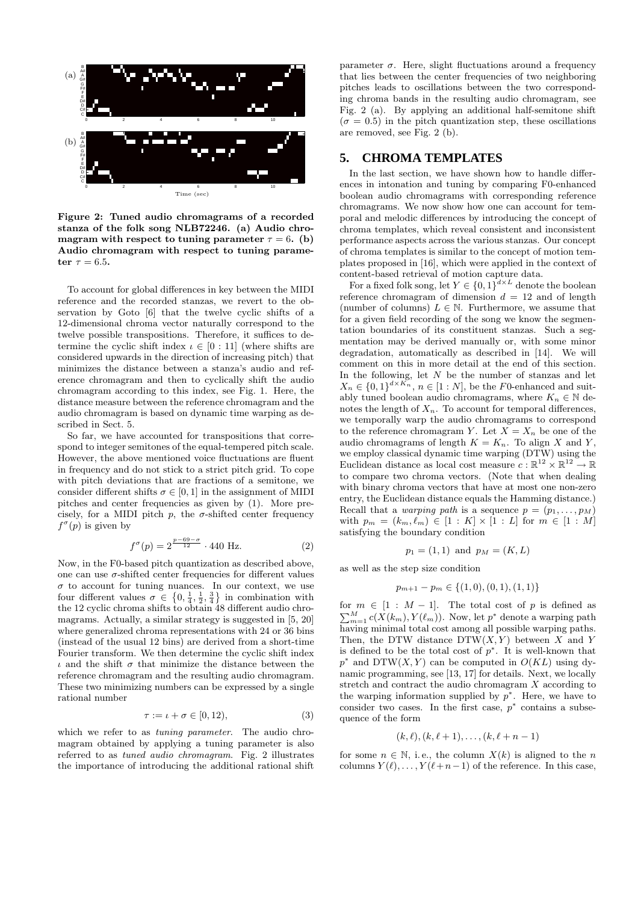**Figure 2: Tuned audio chromagrams of a recorded stanza of the folk song NLB72246. (a) Audio chromagram with respect to tuning parameter $\tau = 6$. (b) Audio chromagram with respect to tuning parameter $\tau = 6.5$.**

To account for global differences in key between the MIDI reference and the recorded stanzas, we revert to the observation by Goto [6] that the twelve cyclic shifts of a 12-dimensional chroma vector naturally correspond to the twelve possible transpositions. Therefore, it suffices to determine the cyclic shift index $\iota \in [0 : 11]$ (where shifts are considered upwards in the direction of increasing pitch) that minimizes the distance between a stanza's audio and reference chromagram and then to cyclically shift the audio chromagram according to this index, see Fig. 1. Here, the distance measure between the reference chromagram and the audio chromagram is based on dynamic time warping as described in Sect. 5.

So far, we have accounted for transpositions that correspond to integer semitones of the equal-tempered pitch scale. However, the above mentioned voice fluctuations are fluent in frequency and do not stick to a strict pitch grid. To cope with pitch deviations that are fractions of a semitone, we consider different shifts $\sigma \in [0, 1]$ in the assignment of MIDI pitches and center frequencies as given by (1). More precisely, for a MIDI pitch $p$, the $\sigma$-shifted center frequency $f^\sigma(p)$ is given by

$$f^\sigma(p) = 2^{\frac{p-69-\sigma}{12}} \cdot 440 \text{ Hz}. \tag{2}$$

Now, in the F0-based pitch quantization as described above, one can use $\sigma$-shifted center frequencies for different values $\sigma$ to account for tuning nuances. In our context, we use four different values $\sigma \in \left\{0, \frac{1}{4}, \frac{1}{2}, \frac{3}{4}\right\}$ in combination with the 12 cyclic chroma shifts to obtain 48 different audio chromagrams. Actually, a similar strategy is suggested in [5, 20] where generalized chroma representations with 24 or 36 bins (instead of the usual 12 bins) are derived from a short-time Fourier transform. We then determine the cyclic shift index $\iota$ and the shift $\sigma$ that minimize the distance between the reference chromagram and the resulting audio chromagram. These two minimizing numbers can be expressed by a single rational number

$$\tau := \iota + \sigma \in [0, 12), \tag{3}$$

which we refer to as *tuning parameter*. The audio chromagram obtained by applying a tuning parameter is also referred to as *tuned audio chromagram*. Fig. 2 illustrates the importance of introducing the additional rational shift parameter $\sigma$. Here, slight fluctuations around a frequency that lies between the center frequencies of two neighboring pitches leads to oscillations between the two corresponding chroma bands in the resulting audio chromagram, see Fig. 2 (a). By applying an additional half-semitone shift ($\sigma = 0.5$) in the pitch quantization step, these oscillations are removed, see Fig. 2 (b).

## 5. CHROMA TEMPLATES

In the last section, we have shown how to handle differences in intonation and tuning by comparing F0-enhanced boolean audio chromagrams with corresponding reference chromagrams. We now show how one can account for temporal and melodic differences by introducing the concept of chroma templates, which reveal consistent and inconsistent performance aspects across the various stanzas. Our concept of chroma templates is similar to the concept of motion templates proposed in [16], which were applied in the context of content-based retrieval of motion capture data.

For a fixed folk song, let $Y \in \{0, 1\}^{d \times L}$ denote the boolean reference chromagram of dimension $d = 12$ and of length (number of columns) $L \in \mathbb{N}$. Furthermore, we assume that for a given field recording of the song we know the segmentation boundaries of its constituent stanzas. Such a segmentation may be derived manually or, with some minor degradation, automatically as described in [14]. We will comment on this in more detail at the end of this section. In the following, let $N$ be the number of stanzas and let $X_n \in \{0, 1\}^{d \times K_n}$, $n \in [1 : N]$, be the $F0$-enhanced and suitably tuned boolean audio chromagrams, where $K_n \in \mathbb{N}$ denotes the length of $X_n$. To account for temporal differences, we temporally warp the audio chromagrams to correspond to the reference chromagram $Y$. Let $X = X_n$ be one of the audio chromagrams of length $K = K_n$. To align $X$ and $Y$, we employ classical dynamic time warping (DTW) using the Euclidean distance as local cost measure $c : \mathbb{R}^{12} \times \mathbb{R}^{12} \to \mathbb{R}$ to compare two chroma vectors. (Note that when dealing with binary chroma vectors that have at most one non-zero entry, the Euclidean distance equals the Hamming distance.) Recall that a *warping path* is a sequence $p = (p_1, \ldots, p_M)$ with $p_m = (k_m, \ell_m) \in [1 : K] \times [1 : L]$ for $m \in [1 : M]$ satisfying the boundary condition

$$p_1 = (1, 1) \text{ and } p_M = (K, L)$$

as well as the step size condition

$$p_{m+1} - p_m \in \{(1, 0), (0, 1), (1, 1)\}$$

for $m \in [1 : M - 1]$. The total cost of $p$ is defined as $\sum_{m=1}^{M} c(X(k_m), Y(\ell_m))$. Now, let $p^*$ denote a warping path having minimal total cost among all possible warping paths. Then, the DTW distance $\text{DTW}(X, Y)$ between $X$ and $Y$ is defined to be the total cost of $p^*$. It is well-known that $p^*$ and $\text{DTW}(X, Y)$ can be computed in $O(KL)$ using dynamic programming, see [13, 17] for details. Next, we locally stretch and contract the audio chromagram $X$ according to the warping information supplied by $p^*$. Here, we have to consider two cases. In the first case, $p^*$ contains a subsequence of the form

$$(k, \ell), (k, \ell + 1), \ldots, (k, \ell + n - 1)$$

for some $n \in \mathbb{N}$, i. e., the column $X(k)$ is aligned to the $n$ columns $Y(\ell), \ldots, Y(\ell+n-1)$ of the reference. In this case,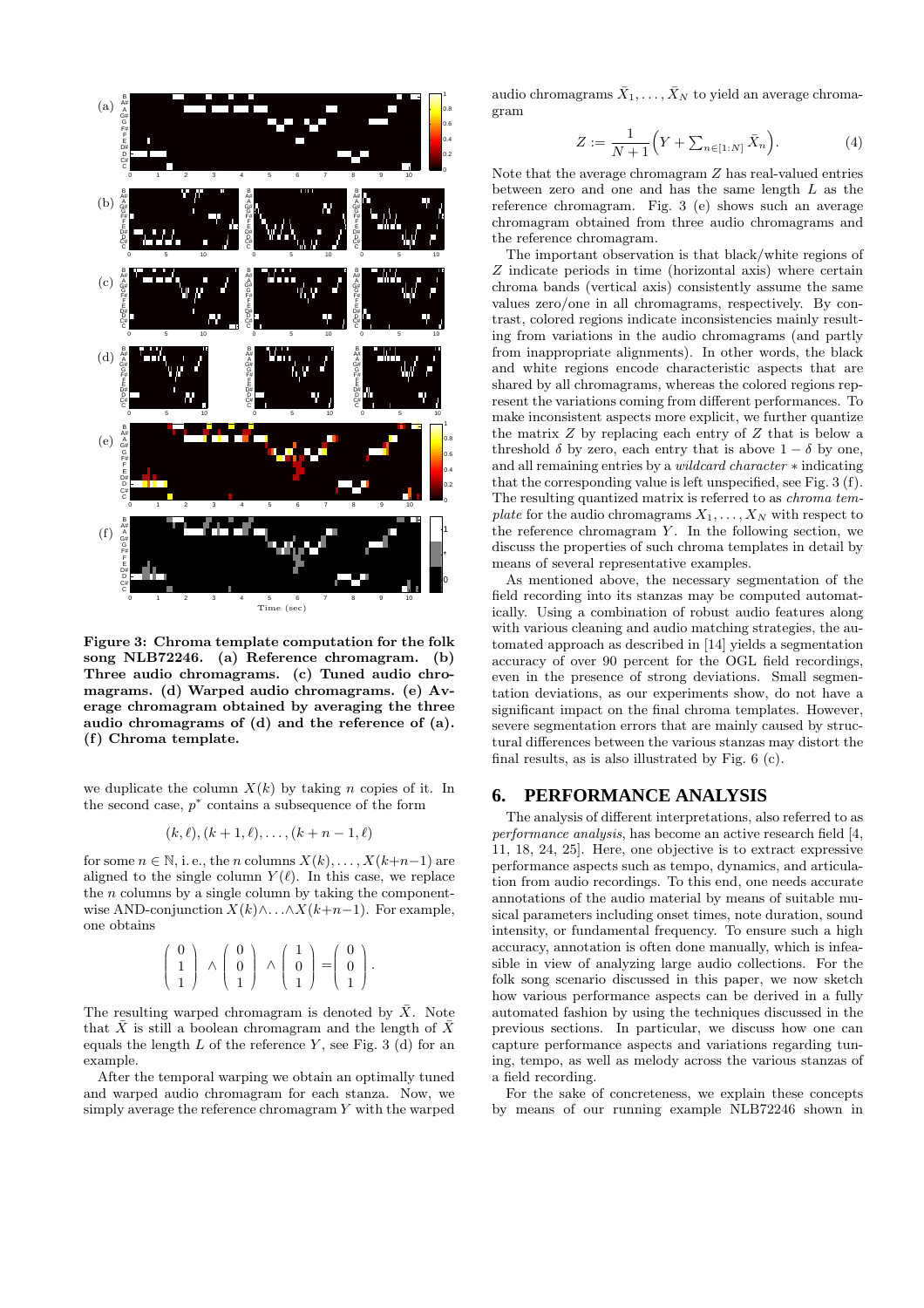**Figure 3: Chroma template computation for the folk song NLB72246. (a) Reference chromagram. (b) Three audio chromagrams. (c) Tuned audio chromagrams. (d) Warped audio chromagrams. (e) Average chromagram obtained by averaging the three audio chromagrams of (d) and the reference of (a). (f) Chroma template.**

we duplicate the column $X(k)$ by taking $n$ copies of it. In the second case, $p^*$ contains a subsequence of the form

$$(k, \ell), (k+1, \ell), \ldots, (k+n-1, \ell)$$

for some $n \in \mathbb{N}$, i. e., the $n$ columns $X(k), \ldots, X(k+n-1)$ are aligned to the single column $Y(\ell)$. In this case, we replace the $n$ columns by a single column by taking the component-wise AND-conjunction $X(k) \wedge \ldots \wedge X(k+n-1)$. For example, one obtains

$$\begin{pmatrix} 0 \\ 1 \\ 1 \end{pmatrix} \wedge \begin{pmatrix} 0 \\ 0 \\ 1 \end{pmatrix} \wedge \begin{pmatrix} 1 \\ 0 \\ 1 \end{pmatrix} = \begin{pmatrix} 0 \\ 0 \\ 1 \end{pmatrix}.$$

The resulting warped chromagram is denoted by $\bar{X}$. Note that $\bar{X}$ is still a boolean chromagram and the length of $\bar{X}$ equals the length $L$ of the reference $Y$, see Fig. 3 (d) for an example.

After the temporal warping we obtain an optimally tuned and warped audio chromagram for each stanza. Now, we simply average the reference chromagram $Y$ with the warped audio chromagrams $\bar{X}_1, \ldots, \bar{X}_N$ to yield an average chromagram

$$Z := \frac{1}{N+1}\Big(Y + \textstyle\sum_{n \in [1:N]} \bar{X}_n\Big). \qquad (4)$$

Note that the average chromagram $Z$ has real-valued entries between zero and one and has the same length $L$ as the reference chromagram. Fig. 3 (e) shows such an average chromagram obtained from three audio chromagrams and the reference chromagram.

The important observation is that black/white regions of $Z$ indicate periods in time (horizontal axis) where certain chroma bands (vertical axis) consistently assume the same values zero/one in all chromagrams, respectively. By contrast, colored regions indicate inconsistencies mainly resulting from variations in the audio chromagrams (and partly from inappropriate alignments). In other words, the black and white regions encode characteristic aspects that are shared by all chromagrams, whereas the colored regions represent the variations coming from different performances. To make inconsistent aspects more explicit, we further quantize the matrix $Z$ by replacing each entry of $Z$ that is below a threshold $\delta$ by zero, each entry that is above $1-\delta$ by one, and all remaining entries by a *wildcard character* $*$ indicating that the corresponding value is left unspecified, see Fig. 3 (f). The resulting quantized matrix is referred to as *chroma template* for the audio chromagrams $X_1, \ldots, X_N$ with respect to the reference chromagram $Y$. In the following section, we discuss the properties of such chroma templates in detail by means of several representative examples.

As mentioned above, the necessary segmentation of the field recording into its stanzas may be computed automatically. Using a combination of robust audio features along with various cleaning and audio matching strategies, the automated approach as described in [14] yields a segmentation accuracy of over 90 percent for the OGL field recordings, even in the presence of strong deviations. Small segmentation deviations, as our experiments show, do not have a significant impact on the final chroma templates. However, severe segmentation errors that are mainly caused by structural differences between the various stanzas may distort the final results, as is also illustrated by Fig. 6 (c).

# 6. PERFORMANCE ANALYSIS

The analysis of different interpretations, also referred to as *performance analysis*, has become an active research field [4, 11, 18, 24, 25]. Here, one objective is to extract expressive performance aspects such as tempo, dynamics, and articulation from audio recordings. To this end, one needs accurate annotations of the audio material by means of suitable musical parameters including onset times, note duration, sound intensity, or fundamental frequency. To ensure such a high accuracy, annotation is often done manually, which is infeasible in view of analyzing large audio collections. For the folk song scenario discussed in this paper, we now sketch how various performance aspects can be derived in a fully automated fashion by using the techniques discussed in the previous sections. In particular, we discuss how one can capture performance aspects and variations regarding tuning, tempo, as well as melody across the various stanzas of a field recording.

For the sake of concreteness, we explain these concepts by means of our running example NLB72246 shown in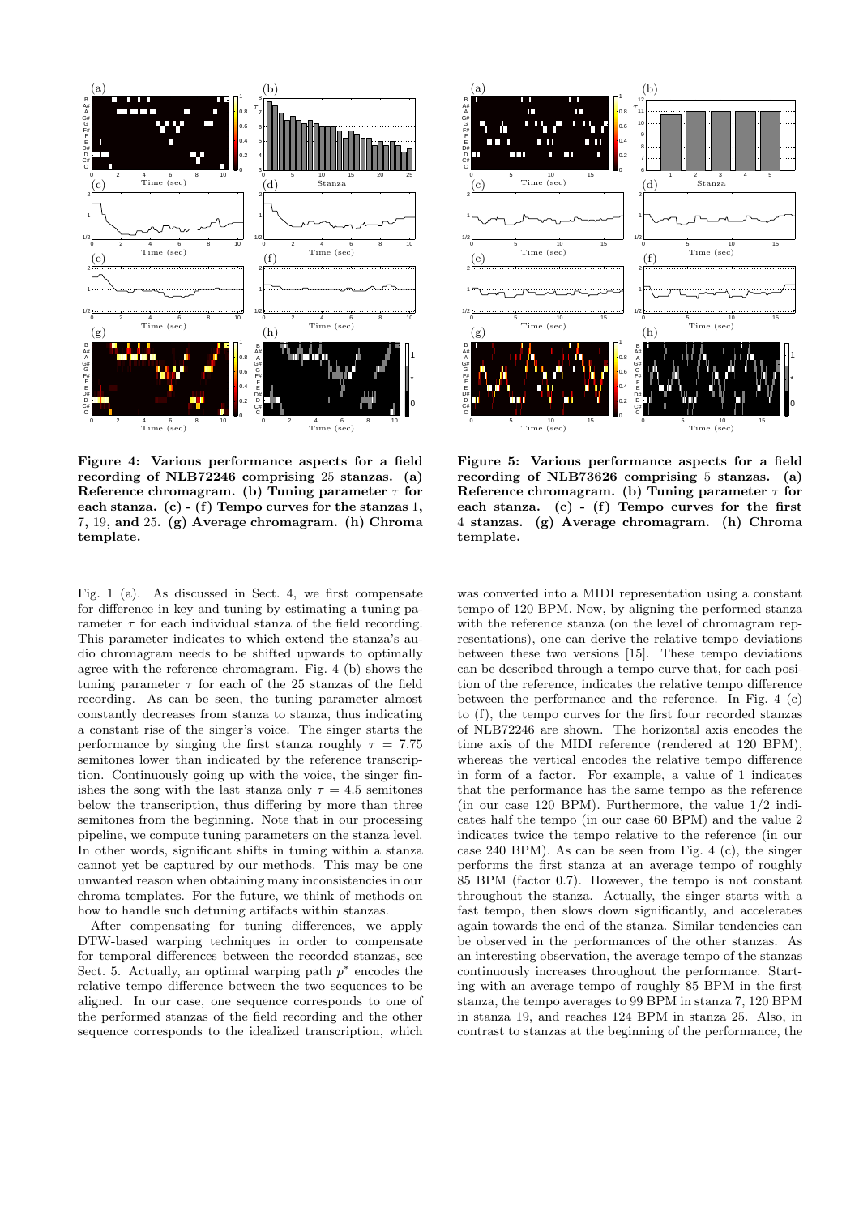**Figure 4: Various performance aspects for a field recording of NLB72246 comprising 25 stanzas. (a) Reference chromagram. (b) Tuning parameter $\tau$ for each stanza. (c) - (f) Tempo curves for the stanzas 1, 7, 19, and 25. (g) Average chromagram. (h) Chroma template.**

**Figure 5: Various performance aspects for a field recording of NLB73626 comprising 5 stanzas. (a) Reference chromagram. (b) Tuning parameter $\tau$ for each stanza. (c) - (f) Tempo curves for the first 4 stanzas. (g) Average chromagram. (h) Chroma template.**

Fig. 1 (a). As discussed in Sect. 4, we first compensate for difference in key and tuning by estimating a tuning parameter $\tau$ for each individual stanza of the field recording. This parameter indicates to which extend the stanza's audio chromagram needs to be shifted upwards to optimally agree with the reference chromagram. Fig. 4 (b) shows the tuning parameter $\tau$ for each of the 25 stanzas of the field recording. As can be seen, the tuning parameter almost constantly decreases from stanza to stanza, thus indicating a constant rise of the singer's voice. The singer starts the performance by singing the first stanza roughly $\tau = 7.75$ semitones lower than indicated by the reference transcription. Continuously going up with the voice, the singer finishes the song with the last stanza only $\tau = 4.5$ semitones below the transcription, thus differing by more than three semitones from the beginning. Note that in our processing pipeline, we compute tuning parameters on the stanza level. In other words, significant shifts in tuning within a stanza cannot yet be captured by our methods. This may be one unwanted reason when obtaining many inconsistencies in our chroma templates. For the future, we think of methods on how to handle such detuning artifacts within stanzas.

After compensating for tuning differences, we apply DTW-based warping techniques in order to compensate for temporal differences between the recorded stanzas, see Sect. 5. Actually, an optimal warping path $p^*$ encodes the relative tempo difference between the two sequences to be aligned. In our case, one sequence corresponds to one of the performed stanzas of the field recording and the other sequence corresponds to the idealized transcription, which was converted into a MIDI representation using a constant tempo of 120 BPM. Now, by aligning the performed stanza with the reference stanza (on the level of chromagram representations), one can derive the relative tempo deviations between these two versions [15]. These tempo deviations can be described through a tempo curve that, for each position of the reference, indicates the relative tempo difference between the performance and the reference. In Fig. 4 (c) to (f), the tempo curves for the first four recorded stanzas of NLB72246 are shown. The horizontal axis encodes the time axis of the MIDI reference (rendered at 120 BPM), whereas the vertical encodes the relative tempo difference in form of a factor. For example, a value of 1 indicates that the performance has the same tempo as the reference (in our case 120 BPM). Furthermore, the value 1/2 indicates half the tempo (in our case 60 BPM) and the value 2 indicates twice the tempo relative to the reference (in our case 240 BPM). As can be seen from Fig. 4 (c), the singer performs the first stanza at an average tempo of roughly 85 BPM (factor 0.7). However, the tempo is not constant throughout the stanza. Actually, the singer starts with a fast tempo, then slows down significantly, and accelerates again towards the end of the stanza. Similar tendencies can be observed in the performances of the other stanzas. As an interesting observation, the average tempo of the stanzas continuously increases throughout the performance. Starting with an average tempo of roughly 85 BPM in the first stanza, the tempo averages to 99 BPM in stanza 7, 120 BPM in stanza 19, and reaches 124 BPM in stanza 25. Also, in contrast to stanzas at the beginning of the performance, the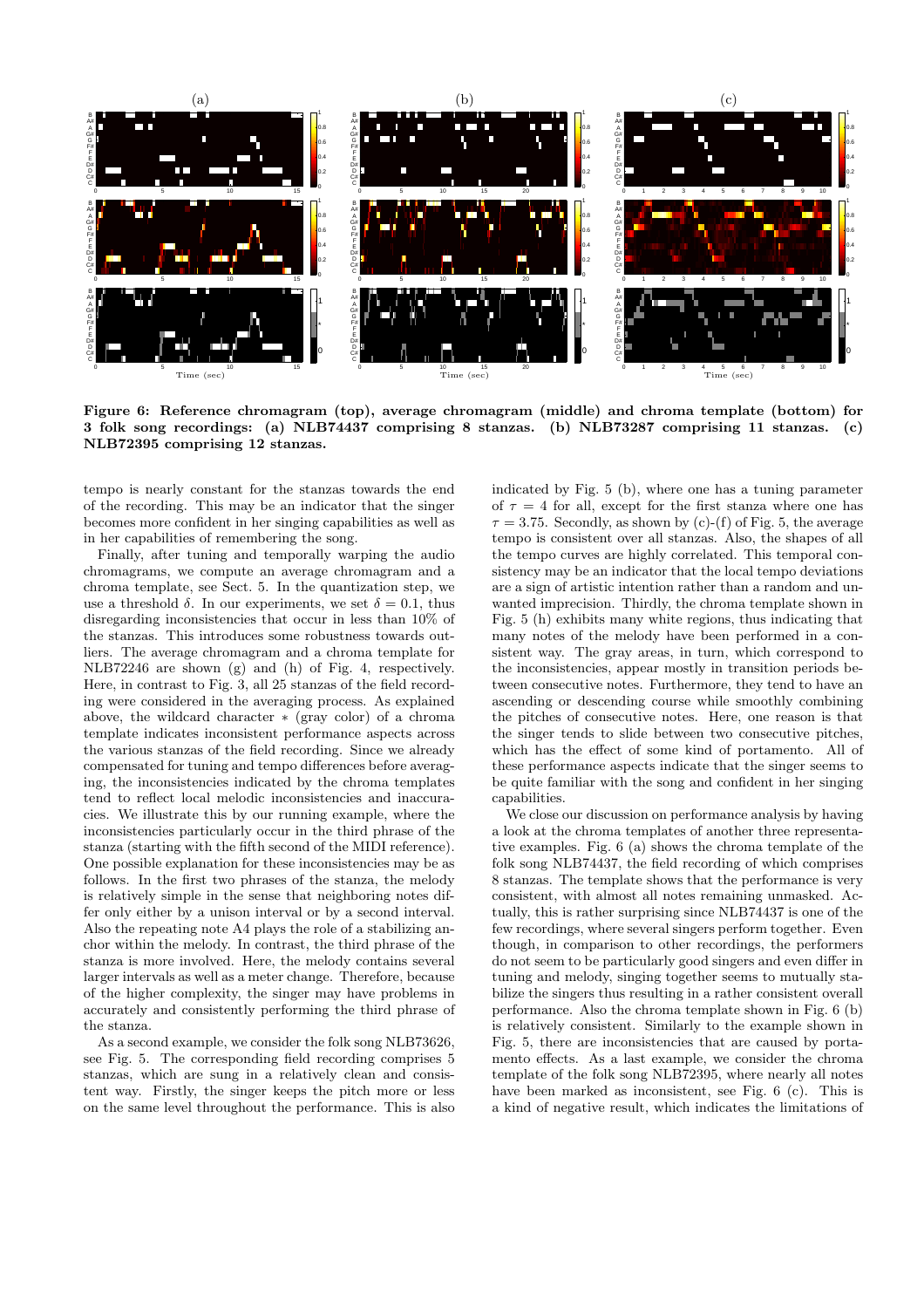**Figure 6: Reference chromagram (top), average chromagram (middle) and chroma template (bottom) for 3 folk song recordings: (a) NLB74437 comprising 8 stanzas. (b) NLB73287 comprising 11 stanzas. (c) NLB72395 comprising 12 stanzas.**

tempo is nearly constant for the stanzas towards the end of the recording. This may be an indicator that the singer becomes more confident in her singing capabilities as well as in her capabilities of remembering the song.

Finally, after tuning and temporally warping the audio chromagrams, we compute an average chromagram and a chroma template, see Sect. 5. In the quantization step, we use a threshold $\delta$. In our experiments, we set $\delta = 0.1$, thus disregarding inconsistencies that occur in less than 10% of the stanzas. This introduces some robustness towards outliers. The average chromagram and a chroma template for NLB72246 are shown (g) and (h) of Fig. 4, respectively. Here, in contrast to Fig. 3, all 25 stanzas of the field recording were considered in the averaging process. As explained above, the wildcard character $*$ (gray color) of a chroma template indicates inconsistent performance aspects across the various stanzas of the field recording. Since we already compensated for tuning and tempo differences before averaging, the inconsistencies indicated by the chroma templates tend to reflect local melodic inconsistencies and inaccuracies. We illustrate this by our running example, where the inconsistencies particularly occur in the third phrase of the stanza (starting with the fifth second of the MIDI reference). One possible explanation for these inconsistencies may be as follows. In the first two phrases of the stanza, the melody is relatively simple in the sense that neighboring notes differ only either by a unison interval or by a second interval. Also the repeating note A4 plays the role of a stabilizing anchor within the melody. In contrast, the third phrase of the stanza is more involved. Here, the melody contains several larger intervals as well as a meter change. Therefore, because of the higher complexity, the singer may have problems in accurately and consistently performing the third phrase of the stanza.

As a second example, we consider the folk song NLB73626, see Fig. 5. The corresponding field recording comprises 5 stanzas, which are sung in a relatively clean and consistent way. Firstly, the singer keeps the pitch more or less on the same level throughout the performance. This is also indicated by Fig. 5 (b), where one has a tuning parameter of $\tau = 4$ for all, except for the first stanza where one has $\tau = 3.75$. Secondly, as shown by (c)-(f) of Fig. 5, the average tempo is consistent over all stanzas. Also, the shapes of all the tempo curves are highly correlated. This temporal consistency may be an indicator that the local tempo deviations are a sign of artistic intention rather than a random and unwanted imprecision. Thirdly, the chroma template shown in Fig. 5 (h) exhibits many white regions, thus indicating that many notes of the melody have been performed in a consistent way. The gray areas, in turn, which correspond to the inconsistencies, appear mostly in transition periods between consecutive notes. Furthermore, they tend to have an ascending or descending course while smoothly combining the pitches of consecutive notes. Here, one reason is that the singer tends to slide between two consecutive pitches, which has the effect of some kind of portamento. All of these performance aspects indicate that the singer seems to be quite familiar with the song and confident in her singing capabilities.

We close our discussion on performance analysis by having a look at the chroma templates of another three representative examples. Fig. 6 (a) shows the chroma template of the folk song NLB74437, the field recording of which comprises 8 stanzas. The template shows that the performance is very consistent, with almost all notes remaining unmasked. Actually, this is rather surprising since NLB74437 is one of the few recordings, where several singers perform together. Even though, in comparison to other recordings, the performers do not seem to be particularly good singers and even differ in tuning and melody, singing together seems to mutually stabilize the singers thus resulting in a rather consistent overall performance. Also the chroma template shown in Fig. 6 (b) is relatively consistent. Similarly to the example shown in Fig. 5, there are inconsistencies that are caused by portamento effects. As a last example, we consider the chroma template of the folk song NLB72395, where nearly all notes have been marked as inconsistent, see Fig. 6 (c). This is a kind of negative result, which indicates the limitations of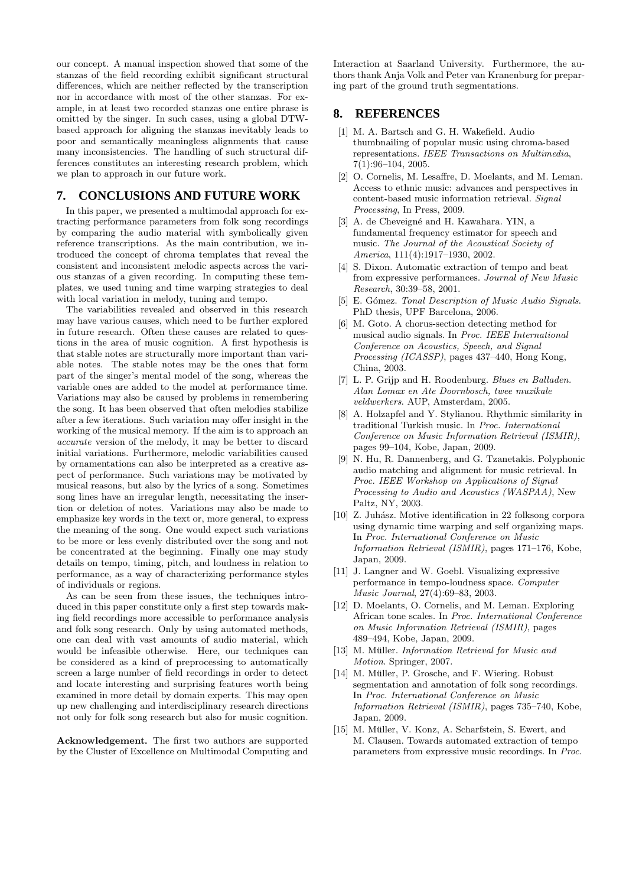our concept. A manual inspection showed that some of the stanzas of the field recording exhibit significant structural differences, which are neither reflected by the transcription nor in accordance with most of the other stanzas. For example, in at least two recorded stanzas one entire phrase is omitted by the singer. In such cases, using a global DTW-based approach for aligning the stanzas inevitably leads to poor and semantically meaningless alignments that cause many inconsistencies. The handling of such structural differences constitutes an interesting research problem, which we plan to approach in our future work.

## 7. CONCLUSIONS AND FUTURE WORK

In this paper, we presented a multimodal approach for extracting performance parameters from folk song recordings by comparing the audio material with symbolically given reference transcriptions. As the main contribution, we introduced the concept of chroma templates that reveal the consistent and inconsistent melodic aspects across the various stanzas of a given recording. In computing these templates, we used tuning and time warping strategies to deal with local variation in melody, tuning and tempo.

The variabilities revealed and observed in this research may have various causes, which need to be further explored in future research. Often these causes are related to questions in the area of music cognition. A first hypothesis is that stable notes are structurally more important than variable notes. The stable notes may be the ones that form part of the singer's mental model of the song, whereas the variable ones are added to the model at performance time. Variations may also be caused by problems in remembering the song. It has been observed that often melodies stabilize after a few iterations. Such variation may offer insight in the working of the musical memory. If the aim is to approach an *accurate* version of the melody, it may be better to discard initial variations. Furthermore, melodic variabilities caused by ornamentations can also be interpreted as a creative aspect of performance. Such variations may be motivated by musical reasons, but also by the lyrics of a song. Sometimes song lines have an irregular length, necessitating the insertion or deletion of notes. Variations may also be made to emphasize key words in the text or, more general, to express the meaning of the song. One would expect such variations to be more or less evenly distributed over the song and not be concentrated at the beginning. Finally one may study details on tempo, timing, pitch, and loudness in relation to performance, as a way of characterizing performance styles of individuals or regions.

As can be seen from these issues, the techniques introduced in this paper constitute only a first step towards making field recordings more accessible to performance analysis and folk song research. Only by using automated methods, one can deal with vast amounts of audio material, which would be infeasible otherwise. Here, our techniques can be considered as a kind of preprocessing to automatically screen a large number of field recordings in order to detect and locate interesting and surprising features worth being examined in more detail by domain experts. This may open up new challenging and interdisciplinary research directions not only for folk song research but also for music cognition.

**Acknowledgement.** The first two authors are supported by the Cluster of Excellence on Multimodal Computing and Interaction at Saarland University. Furthermore, the authors thank Anja Volk and Peter van Kranenburg for preparing part of the ground truth segmentations.

## 8. REFERENCES

[1] M. A. Bartsch and G. H. Wakefield. Audio thumbnailing of popular music using chroma-based representations. *IEEE Transactions on Multimedia*, 7(1):96–104, 2005.

[2] O. Cornelis, M. Lesaffre, D. Moelants, and M. Leman. Access to ethnic music: advances and perspectives in content-based music information retrieval. *Signal Processing*, In Press, 2009.

[3] A. de Cheveigné and H. Kawahara. YIN, a fundamental frequency estimator for speech and music. *The Journal of the Acoustical Society of America*, 111(4):1917–1930, 2002.

[4] S. Dixon. Automatic extraction of tempo and beat from expressive performances. *Journal of New Music Research*, 30:39–58, 2001.

[5] E. Gómez. *Tonal Description of Music Audio Signals*. PhD thesis, UPF Barcelona, 2006.

[6] M. Goto. A chorus-section detecting method for musical audio signals. In *Proc. IEEE International Conference on Acoustics, Speech, and Signal Processing (ICASSP)*, pages 437–440, Hong Kong, China, 2003.

[7] L. P. Grijp and H. Roodenburg. *Blues en Balladen. Alan Lomax en Ate Doornbosch, twee muzikale veldwerkers*. AUP, Amsterdam, 2005.

[8] A. Holzapfel and Y. Stylianou. Rhythmic similarity in traditional Turkish music. In *Proc. International Conference on Music Information Retrieval (ISMIR)*, pages 99–104, Kobe, Japan, 2009.

[9] N. Hu, R. Dannenberg, and G. Tzanetakis. Polyphonic audio matching and alignment for music retrieval. In *Proc. IEEE Workshop on Applications of Signal Processing to Audio and Acoustics (WASPAA)*, New Paltz, NY, 2003.

[10] Z. Juhász. Motive identification in 22 folksong corpora using dynamic time warping and self organizing maps. In *Proc. International Conference on Music Information Retrieval (ISMIR)*, pages 171–176, Kobe, Japan, 2009.

[11] J. Langner and W. Goebl. Visualizing expressive performance in tempo-loudness space. *Computer Music Journal*, 27(4):69–83, 2003.

[12] D. Moelants, O. Cornelis, and M. Leman. Exploring African tone scales. In *Proc. International Conference on Music Information Retrieval (ISMIR)*, pages 489–494, Kobe, Japan, 2009.

[13] M. Müller. *Information Retrieval for Music and Motion*. Springer, 2007.

[14] M. Müller, P. Grosche, and F. Wiering. Robust segmentation and annotation of folk song recordings. In *Proc. International Conference on Music Information Retrieval (ISMIR)*, pages 735–740, Kobe, Japan, 2009.

[15] M. Müller, V. Konz, A. Scharfstein, S. Ewert, and M. Clausen. Towards automated extraction of tempo parameters from expressive music recordings. In *Proc.*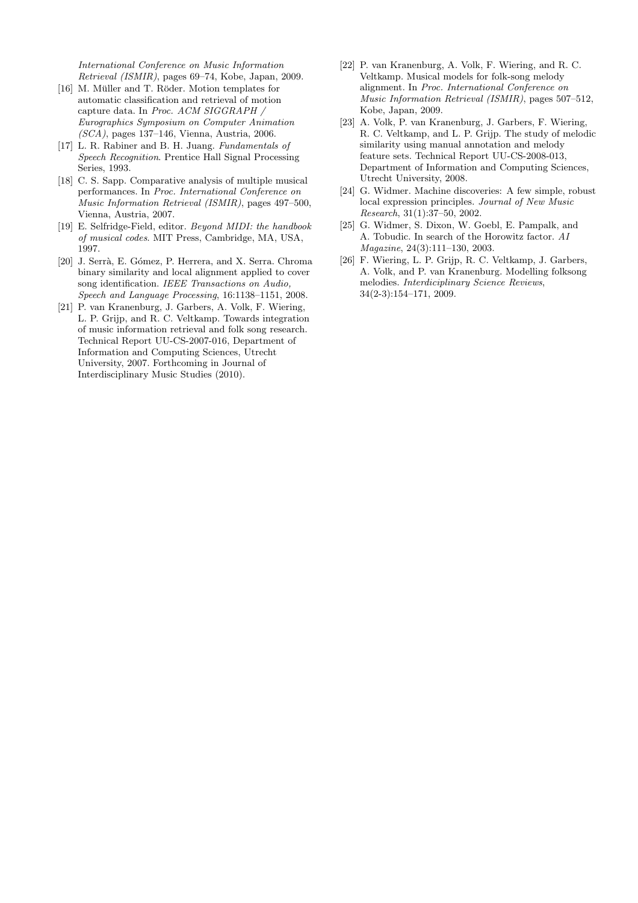International Conference on Music Information Retrieval (ISMIR)*, pages 69–74, Kobe, Japan, 2009.

[16] M. Müller and T. Röder. Motion templates for automatic classification and retrieval of motion capture data. In *Proc. ACM SIGGRAPH / Eurographics Symposium on Computer Animation (SCA)*, pages 137–146, Vienna, Austria, 2006.

[17] L. R. Rabiner and B. H. Juang. *Fundamentals of Speech Recognition*. Prentice Hall Signal Processing Series, 1993.

[18] C. S. Sapp. Comparative analysis of multiple musical performances. In *Proc. International Conference on Music Information Retrieval (ISMIR)*, pages 497–500, Vienna, Austria, 2007.

[19] E. Selfridge-Field, editor. *Beyond MIDI: the handbook of musical codes*. MIT Press, Cambridge, MA, USA, 1997.

[20] J. Serrà, E. Gómez, P. Herrera, and X. Serra. Chroma binary similarity and local alignment applied to cover song identification. *IEEE Transactions on Audio, Speech and Language Processing*, 16:1138–1151, 2008.

[21] P. van Kranenburg, J. Garbers, A. Volk, F. Wiering, L. P. Grijp, and R. C. Veltkamp. Towards integration of music information retrieval and folk song research. Technical Report UU-CS-2007-016, Department of Information and Computing Sciences, Utrecht University, 2007. Forthcoming in Journal of Interdisciplinary Music Studies (2010).

[22] P. van Kranenburg, A. Volk, F. Wiering, and R. C. Veltkamp. Musical models for folk-song melody alignment. In *Proc. International Conference on Music Information Retrieval (ISMIR)*, pages 507–512, Kobe, Japan, 2009.

[23] A. Volk, P. van Kranenburg, J. Garbers, F. Wiering, R. C. Veltkamp, and L. P. Grijp. The study of melodic similarity using manual annotation and melody feature sets. Technical Report UU-CS-2008-013, Department of Information and Computing Sciences, Utrecht University, 2008.

[24] G. Widmer. Machine discoveries: A few simple, robust local expression principles. *Journal of New Music Research*, 31(1):37–50, 2002.

[25] G. Widmer, S. Dixon, W. Goebl, E. Pampalk, and A. Tobudic. In search of the Horowitz factor. *AI Magazine*, 24(3):111–130, 2003.

[26] F. Wiering, L. P. Grijp, R. C. Veltkamp, J. Garbers, A. Volk, and P. van Kranenburg. Modelling folksong melodies. *Interdiciplinary Science Reviews*, 34(2-3):154–171, 2009.